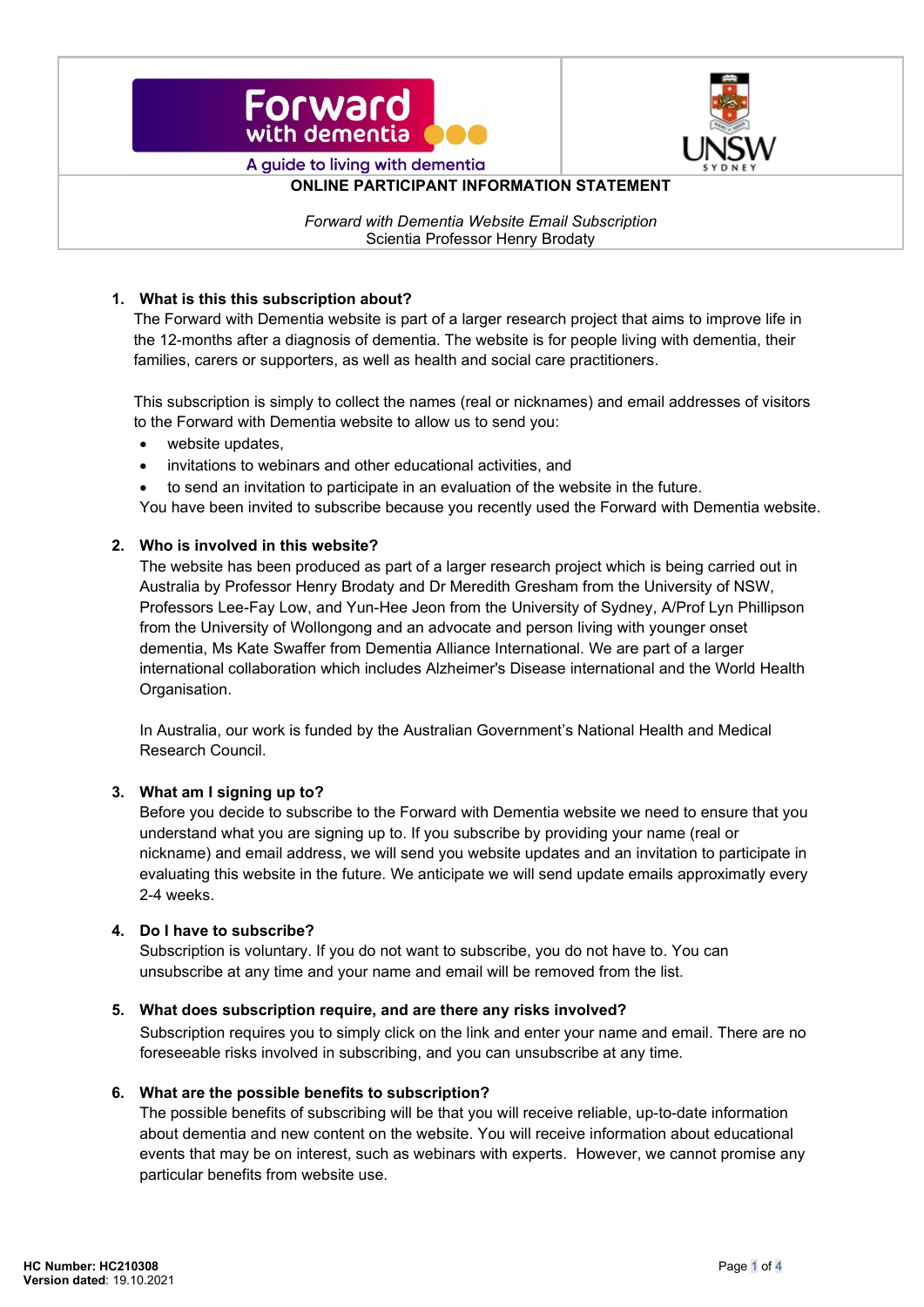Forward with dementia

A guide to living with dementia

UNSW SYDNEY

**ONLINE PARTICIPANT INFORMATION STATEMENT**

*Forward with Dementia Website Email Subscription*
Scientia Professor Henry Brodaty

1. **What is this this subscription about?**

   The Forward with Dementia website is part of a larger research project that aims to improve life in the 12-months after a diagnosis of dementia. The website is for people living with dementia, their families, carers or supporters, as well as health and social care practitioners.

   This subscription is simply to collect the names (real or nicknames) and email addresses of visitors to the Forward with Dementia website to allow us to send you:

   - website updates,
   - invitations to webinars and other educational activities, and
   - to send an invitation to participate in an evaluation of the website in the future.

   You have been invited to subscribe because you recently used the Forward with Dementia website.

2. **Who is involved in this website?**

   The website has been produced as part of a larger research project which is being carried out in Australia by Professor Henry Brodaty and Dr Meredith Gresham from the University of NSW, Professors Lee-Fay Low, and Yun-Hee Jeon from the University of Sydney, A/Prof Lyn Phillipson from the University of Wollongong and an advocate and person living with younger onset dementia, Ms Kate Swaffer from Dementia Alliance International. We are part of a larger international collaboration which includes Alzheimer's Disease international and the World Health Organisation.

   In Australia, our work is funded by the Australian Government's National Health and Medical Research Council.

3. **What am I signing up to?**

   Before you decide to subscribe to the Forward with Dementia website we need to ensure that you understand what you are signing up to. If you subscribe by providing your name (real or nickname) and email address, we will send you website updates and an invitation to participate in evaluating this website in the future. We anticipate we will send update emails approximatly every 2-4 weeks.

4. **Do I have to subscribe?**

   Subscription is voluntary. If you do not want to subscribe, you do not have to. You can unsubscribe at any time and your name and email will be removed from the list.

5. **What does subscription require, and are there any risks involved?**

   Subscription requires you to simply click on the link and enter your name and email. There are no foreseeable risks involved in subscribing, and you can unsubscribe at any time.

6. **What are the possible benefits to subscription?**

   The possible benefits of subscribing will be that you will receive reliable, up-to-date information about dementia and new content on the website. You will receive information about educational events that may be on interest, such as webinars with experts. However, we cannot promise any particular benefits from website use.

**HC Number: HC210308**
**Version dated**: 19.10.2021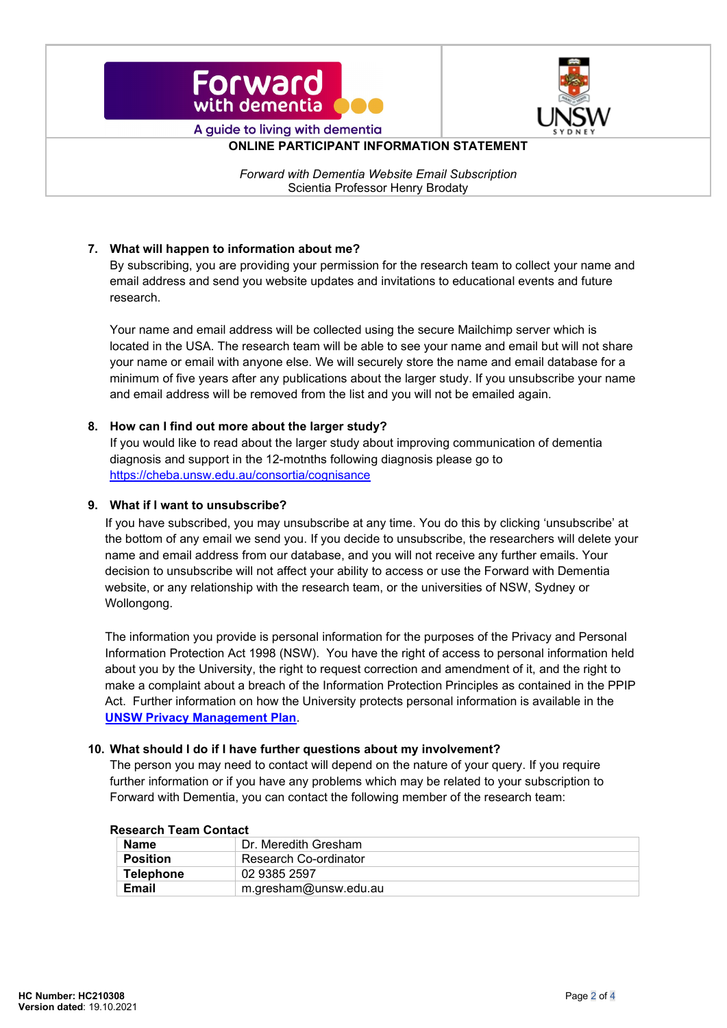**ONLINE PARTICIPANT INFORMATION STATEMENT**

*Forward with Dementia Website Email Subscription*
Scientia Professor Henry Brodaty

**7. What will happen to information about me?**

By subscribing, you are providing your permission for the research team to collect your name and email address and send you website updates and invitations to educational events and future research.

Your name and email address will be collected using the secure Mailchimp server which is located in the USA. The research team will be able to see your name and email but will not share your name or email with anyone else. We will securely store the name and email database for a minimum of five years after any publications about the larger study. If you unsubscribe your name and email address will be removed from the list and you will not be emailed again.

**8. How can I find out more about the larger study?**

If you would like to read about the larger study about improving communication of dementia diagnosis and support in the 12-motnths following diagnosis please go to https://cheba.unsw.edu.au/consortia/cognisance

**9. What if I want to unsubscribe?**

If you have subscribed, you may unsubscribe at any time. You do this by clicking 'unsubscribe' at the bottom of any email we send you. If you decide to unsubscribe, the researchers will delete your name and email address from our database, and you will not receive any further emails. Your decision to unsubscribe will not affect your ability to access or use the Forward with Dementia website, or any relationship with the research team, or the universities of NSW, Sydney or Wollongong.

The information you provide is personal information for the purposes of the Privacy and Personal Information Protection Act 1998 (NSW). You have the right of access to personal information held about you by the University, the right to request correction and amendment of it, and the right to make a complaint about a breach of the Information Protection Principles as contained in the PPIP Act. Further information on how the University protects personal information is available in the **UNSW Privacy Management Plan**.

**10. What should I do if I have further questions about my involvement?**

The person you may need to contact will depend on the nature of your query. If you require further information or if you have any problems which may be related to your subscription to Forward with Dementia, you can contact the following member of the research team:

**Research Team Contact**

| | |
|---|---|
| **Name** | Dr. Meredith Gresham |
| **Position** | Research Co-ordinator |
| **Telephone** | 02 9385 2597 |
| **Email** | m.gresham@unsw.edu.au |

**HC Number: HC210308**
**Version dated**: 19.10.2021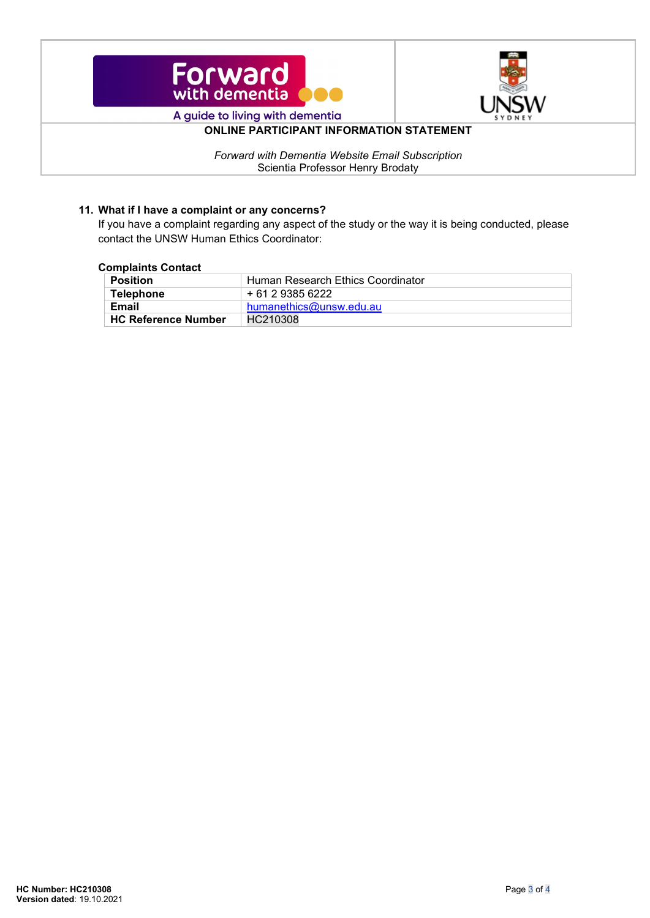**ONLINE PARTICIPANT INFORMATION STATEMENT**

*Forward with Dementia Website Email Subscription*
Scientia Professor Henry Brodaty

### 11. What if I have a complaint or any concerns?

If you have a complaint regarding any aspect of the study or the way it is being conducted, please contact the UNSW Human Ethics Coordinator:

**Complaints Contact**

| **Position** | Human Research Ethics Coordinator |
|---|---|
| **Telephone** | + 61 2 9385 6222 |
| **Email** | humanethics@unsw.edu.au |
| **HC Reference Number** | HC210308 |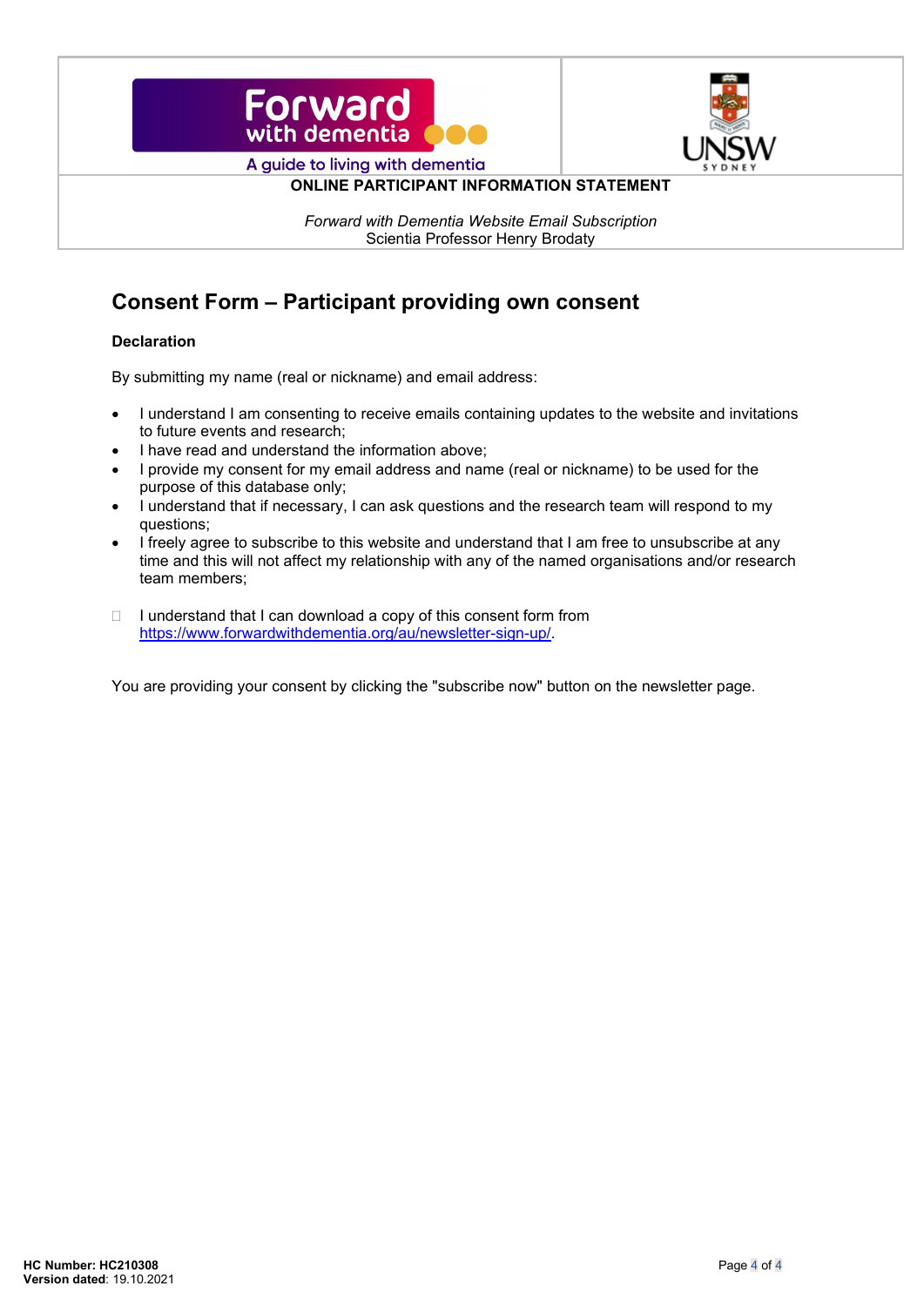**ONLINE PARTICIPANT INFORMATION STATEMENT**

*Forward with Dementia Website Email Subscription*
Scientia Professor Henry Brodaty

## Consent Form – Participant providing own consent

**Declaration**

By submitting my name (real or nickname) and email address:

- I understand I am consenting to receive emails containing updates to the website and invitations to future events and research;
- I have read and understand the information above;
- I provide my consent for my email address and name (real or nickname) to be used for the purpose of this database only;
- I understand that if necessary, I can ask questions and the research team will respond to my questions;
- I freely agree to subscribe to this website and understand that I am free to unsubscribe at any time and this will not affect my relationship with any of the named organisations and/or research team members;

- I understand that I can download a copy of this consent form from https://www.forwardwithdementia.org/au/newsletter-sign-up/.

You are providing your consent by clicking the "subscribe now" button on the newsletter page.

**HC Number: HC210308**
**Version dated**: 19.10.2021